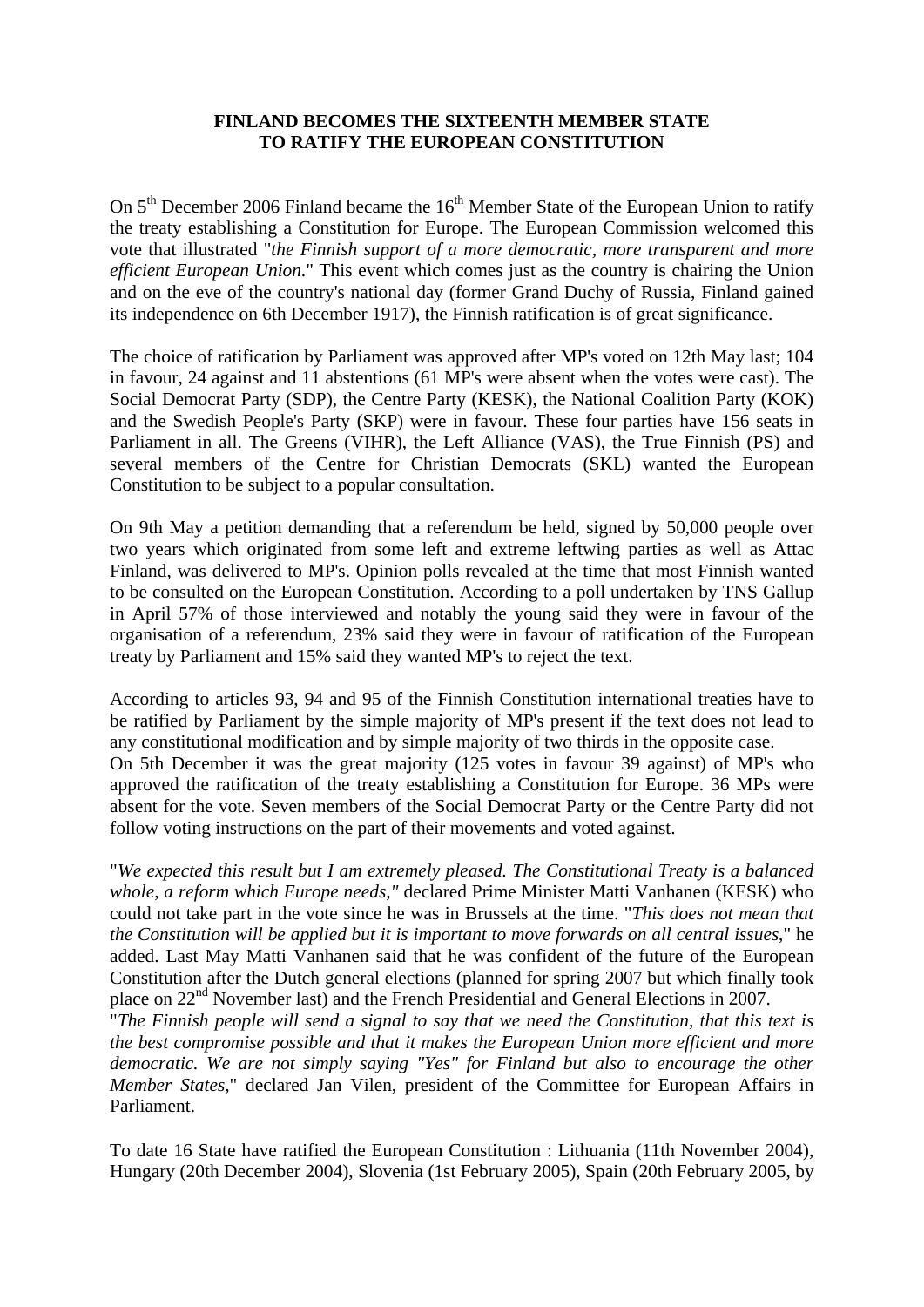# FINLAND BECOMES THE SIXTEENTH MEMBER STATE TO RATIFY THE EUROPEAN CONSTITUTION

On 5th December 2006 Finland became the 16th Member State of the European Union to ratify the treaty establishing a Constitution for Europe. The European Commission welcomed this vote that illustrated "*the Finnish support of a more democratic, more transparent and more efficient European Union*." This event which comes just as the country is chairing the Union and on the eve of the country's national day (former Grand Duchy of Russia, Finland gained its independence on 6th December 1917), the Finnish ratification is of great significance.

The choice of ratification by Parliament was approved after MP's voted on 12th May last; 104 in favour, 24 against and 11 abstentions (61 MP's were absent when the votes were cast). The Social Democrat Party (SDP), the Centre Party (KESK), the National Coalition Party (KOK) and the Swedish People's Party (SKP) were in favour. These four parties have 156 seats in Parliament in all. The Greens (VIHR), the Left Alliance (VAS), the True Finnish (PS) and several members of the Centre for Christian Democrats (SKL) wanted the European Constitution to be subject to a popular consultation.

On 9th May a petition demanding that a referendum be held, signed by 50,000 people over two years which originated from some left and extreme leftwing parties as well as Attac Finland, was delivered to MP's. Opinion polls revealed at the time that most Finnish wanted to be consulted on the European Constitution. According to a poll undertaken by TNS Gallup in April 57% of those interviewed and notably the young said they were in favour of the organisation of a referendum, 23% said they were in favour of ratification of the European treaty by Parliament and 15% said they wanted MP's to reject the text.

According to articles 93, 94 and 95 of the Finnish Constitution international treaties have to be ratified by Parliament by the simple majority of MP's present if the text does not lead to any constitutional modification and by simple majority of two thirds in the opposite case.
On 5th December it was the great majority (125 votes in favour 39 against) of MP's who approved the ratification of the treaty establishing a Constitution for Europe. 36 MPs were absent for the vote. Seven members of the Social Democrat Party or the Centre Party did not follow voting instructions on the part of their movements and voted against.

"*We expected this result but I am extremely pleased. The Constitutional Treaty is a balanced whole, a reform which Europe needs,"* declared Prime Minister Matti Vanhanen (KESK) who could not take part in the vote since he was in Brussels at the time. "*This does not mean that the Constitution will be applied but it is important to move forwards on all central issues*," he added. Last May Matti Vanhanen said that he was confident of the future of the European Constitution after the Dutch general elections (planned for spring 2007 but which finally took place on 22nd November last) and the French Presidential and General Elections in 2007.
"*The Finnish people will send a signal to say that we need the Constitution, that this text is the best compromise possible and that it makes the European Union more efficient and more democratic. We are not simply saying "Yes" for Finland but also to encourage the other Member States*," declared Jan Vilen, president of the Committee for European Affairs in Parliament.

To date 16 State have ratified the European Constitution : Lithuania (11th November 2004), Hungary (20th December 2004), Slovenia (1st February 2005), Spain (20th February 2005, by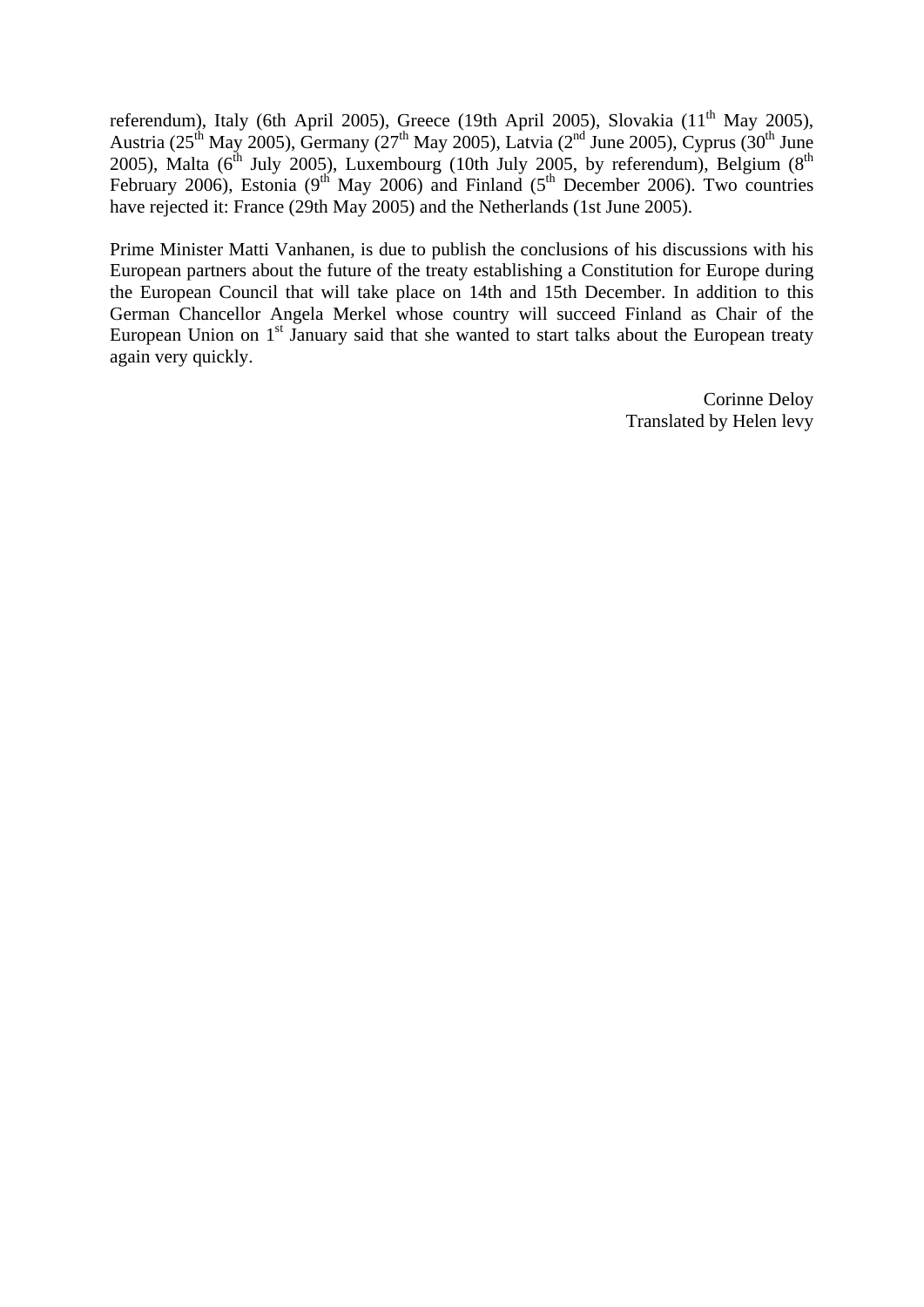referendum), Italy (6th April 2005), Greece (19th April 2005), Slovakia (11th May 2005), Austria (25th May 2005), Germany (27th May 2005), Latvia (2nd June 2005), Cyprus (30th June 2005), Malta (6th July 2005), Luxembourg (10th July 2005, by referendum), Belgium (8th February 2006), Estonia (9th May 2006) and Finland (5th December 2006). Two countries have rejected it: France (29th May 2005) and the Netherlands (1st June 2005).

Prime Minister Matti Vanhanen, is due to publish the conclusions of his discussions with his European partners about the future of the treaty establishing a Constitution for Europe during the European Council that will take place on 14th and 15th December. In addition to this German Chancellor Angela Merkel whose country will succeed Finland as Chair of the European Union on 1st January said that she wanted to start talks about the European treaty again very quickly.

Corinne Deloy
Translated by Helen levy